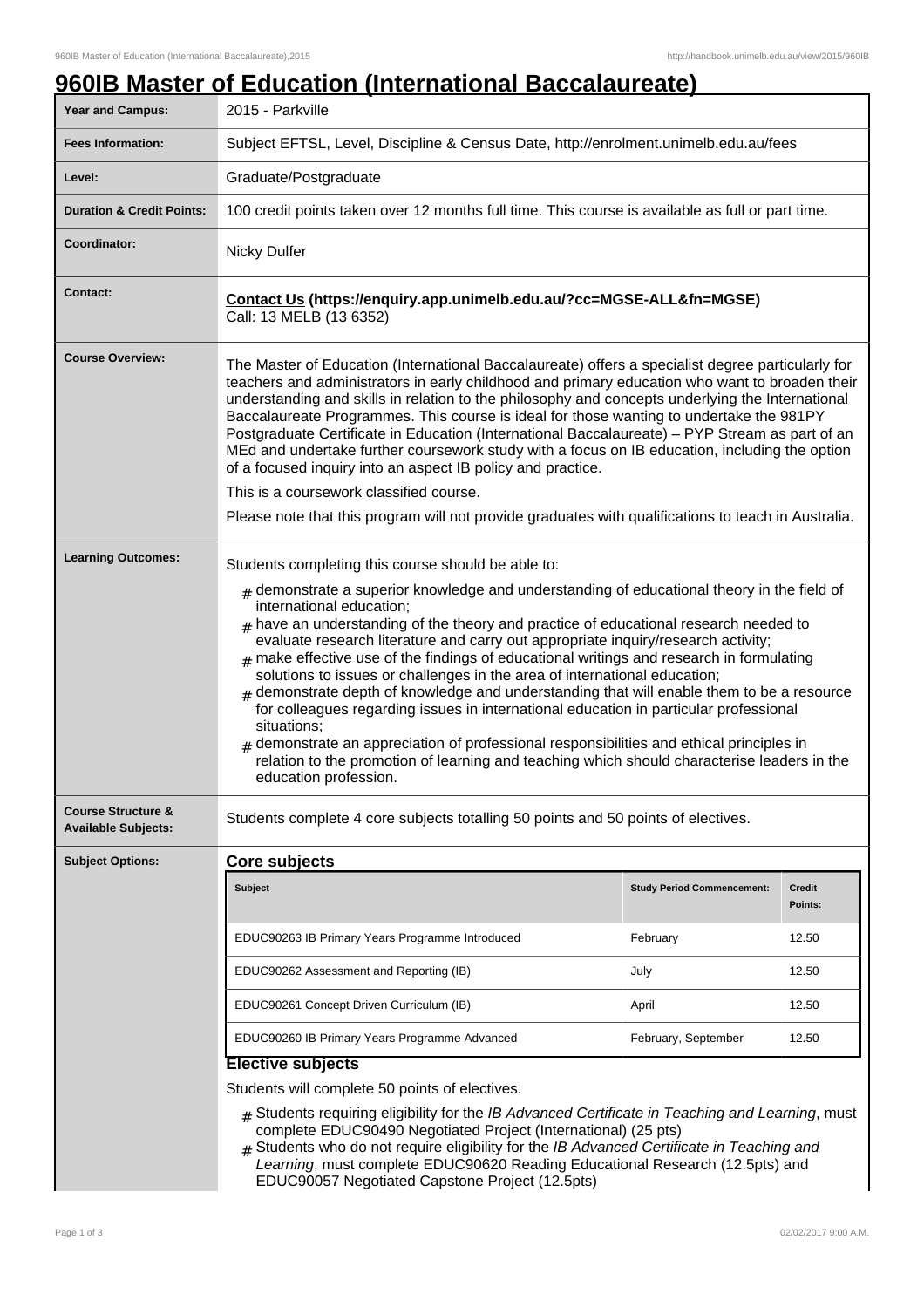# 960IB Master of Education (International Baccalaureate)

| | |
|---|---|
| **Year and Campus:** | 2015 - Parkville |
| **Fees Information:** | Subject EFTSL, Level, Discipline & Census Date, http://enrolment.unimelb.edu.au/fees |
| **Level:** | Graduate/Postgraduate |
| **Duration & Credit Points:** | 100 credit points taken over 12 months full time. This course is available as full or part time. |
| **Coordinator:** | Nicky Dulfer |
| **Contact:** | **Contact Us (https://enquiry.app.unimelb.edu.au/?cc=MGSE-ALL&fn=MGSE)** Call: 13 MELB (13 6352) |

**Course Overview:**

The Master of Education (International Baccalaureate) offers a specialist degree particularly for teachers and administrators in early childhood and primary education who want to broaden their understanding and skills in relation to the philosophy and concepts underlying the International Baccalaureate Programmes. This course is ideal for those wanting to undertake the 981PY Postgraduate Certificate in Education (International Baccalaureate) – PYP Stream as part of an MEd and undertake further coursework study with a focus on IB education, including the option of a focused inquiry into an aspect IB policy and practice.

This is a coursework classified course.

Please note that this program will not provide graduates with qualifications to teach in Australia.

**Learning Outcomes:**

Students completing this course should be able to:

- demonstrate a superior knowledge and understanding of educational theory in the field of international education;
- have an understanding of the theory and practice of educational research needed to evaluate research literature and carry out appropriate inquiry/research activity;
- make effective use of the findings of educational writings and research in formulating solutions to issues or challenges in the area of international education;
- demonstrate depth of knowledge and understanding that will enable them to be a resource for colleagues regarding issues in international education in particular professional situations;
- demonstrate an appreciation of professional responsibilities and ethical principles in relation to the promotion of learning and teaching which should characterise leaders in the education profession.

**Course Structure & Available Subjects:**

Students complete 4 core subjects totalling 50 points and 50 points of electives.

**Subject Options:**

## Core subjects

| Subject | Study Period Commencement: | Credit Points: |
|---|---|---|
| EDUC90263 IB Primary Years Programme Introduced | February | 12.50 |
| EDUC90262 Assessment and Reporting (IB) | July | 12.50 |
| EDUC90261 Concept Driven Curriculum (IB) | April | 12.50 |
| EDUC90260 IB Primary Years Programme Advanced | February, September | 12.50 |

## Elective subjects

Students will complete 50 points of electives.

- Students requiring eligibility for the *IB Advanced Certificate in Teaching and Learning*, must complete EDUC90490 Negotiated Project (International) (25 pts)
- Students who do not require eligibility for the *IB Advanced Certificate in Teaching and Learning*, must complete EDUC90620 Reading Educational Research (12.5pts) and EDUC90057 Negotiated Capstone Project (12.5pts)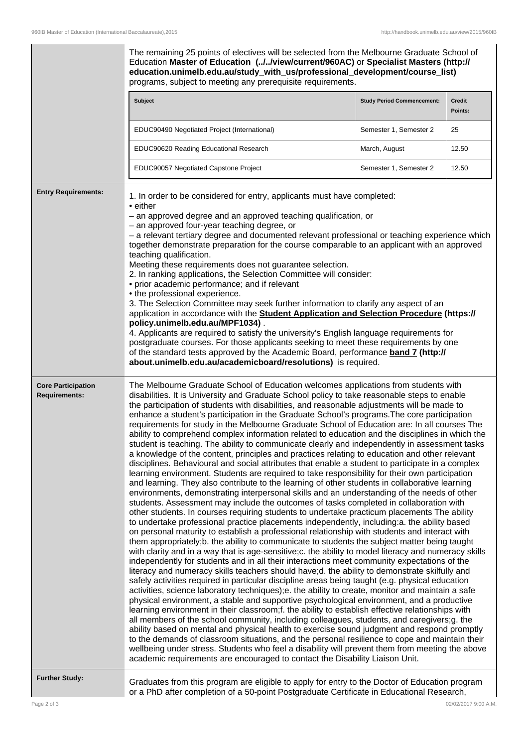The remaining 25 points of electives will be selected from the Melbourne Graduate School of Education **Master of Education (../../view/current/960AC)** or **Specialist Masters (http://education.unimelb.edu.au/study_with_us/professional_development/course_list)** programs, subject to meeting any prerequisite requirements.

| Subject | Study Period Commencement: | Credit Points: |
| --- | --- | --- |
| EDUC90490 Negotiated Project (International) | Semester 1, Semester 2 | 25 |
| EDUC90620 Reading Educational Research | March, August | 12.50 |
| EDUC90057 Negotiated Capstone Project | Semester 1, Semester 2 | 12.50 |

**Entry Requirements:**

1. In order to be considered for entry, applicants must have completed:
• either
– an approved degree and an approved teaching qualification, or
– an approved four-year teaching degree, or
– a relevant tertiary degree and documented relevant professional or teaching experience which together demonstrate preparation for the course comparable to an applicant with an approved teaching qualification.
Meeting these requirements does not guarantee selection.
2. In ranking applications, the Selection Committee will consider:
• prior academic performance; and if relevant
• the professional experience.
3. The Selection Committee may seek further information to clarify any aspect of an application in accordance with the **Student Application and Selection Procedure (https://policy.unimelb.edu.au/MPF1034)** .
4. Applicants are required to satisfy the university's English language requirements for postgraduate courses. For those applicants seeking to meet these requirements by one of the standard tests approved by the Academic Board, performance **band 7 (http://about.unimelb.edu.au/academicboard/resolutions)** is required.

**Core Participation Requirements:**

The Melbourne Graduate School of Education welcomes applications from students with disabilities. It is University and Graduate School policy to take reasonable steps to enable the participation of students with disabilities, and reasonable adjustments will be made to enhance a student's participation in the Graduate School's programs.The core participation requirements for study in the Melbourne Graduate School of Education are: In all courses The ability to comprehend complex information related to education and the disciplines in which the student is teaching. The ability to communicate clearly and independently in assessment tasks a knowledge of the content, principles and practices relating to education and other relevant disciplines. Behavioural and social attributes that enable a student to participate in a complex learning environment. Students are required to take responsibility for their own participation and learning. They also contribute to the learning of other students in collaborative learning environments, demonstrating interpersonal skills and an understanding of the needs of other students. Assessment may include the outcomes of tasks completed in collaboration with other students. In courses requiring students to undertake practicum placements The ability to undertake professional practice placements independently, including:a. the ability based on personal maturity to establish a professional relationship with students and interact with them appropriately;b. the ability to communicate to students the subject matter being taught with clarity and in a way that is age-sensitive;c. the ability to model literacy and numeracy skills independently for students and in all their interactions meet community expectations of the literacy and numeracy skills teachers should have;d. the ability to demonstrate skilfully and safely activities required in particular discipline areas being taught (e.g. physical education activities, science laboratory techniques);e. the ability to create, monitor and maintain a safe physical environment, a stable and supportive psychological environment, and a productive learning environment in their classroom;f. the ability to establish effective relationships with all members of the school community, including colleagues, students, and caregivers;g. the ability based on mental and physical health to exercise sound judgment and respond promptly to the demands of classroom situations, and the personal resilience to cope and maintain their wellbeing under stress. Students who feel a disability will prevent them from meeting the above academic requirements are encouraged to contact the Disability Liaison Unit.

**Further Study:**

Graduates from this program are eligible to apply for entry to the Doctor of Education program or a PhD after completion of a 50-point Postgraduate Certificate in Educational Research,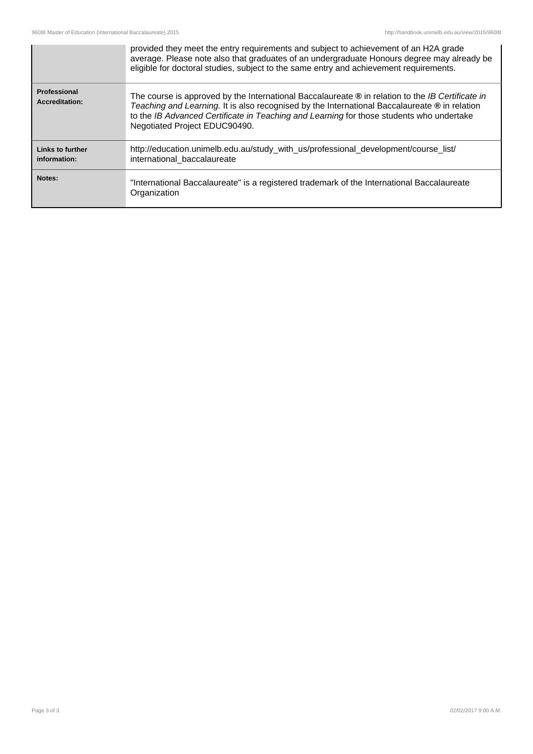| | |
|---|---|
| | provided they meet the entry requirements and subject to achievement of an H2A grade average. Please note also that graduates of an undergraduate Honours degree may already be eligible for doctoral studies, subject to the same entry and achievement requirements. |
| **Professional Accreditation:** | The course is approved by the International Baccalaureate **®** in relation to the *IB Certificate in Teaching and Learning.* It is also recognised by the International Baccalaureate **®** in relation to the *IB Advanced Certificate in Teaching and Learning* for those students who undertake Negotiated Project EDUC90490. |
| **Links to further information:** | http://education.unimelb.edu.au/study_with_us/professional_development/course_list/international_baccalaureate |
| **Notes:** | "International Baccalaureate" is a registered trademark of the International Baccalaureate Organization |